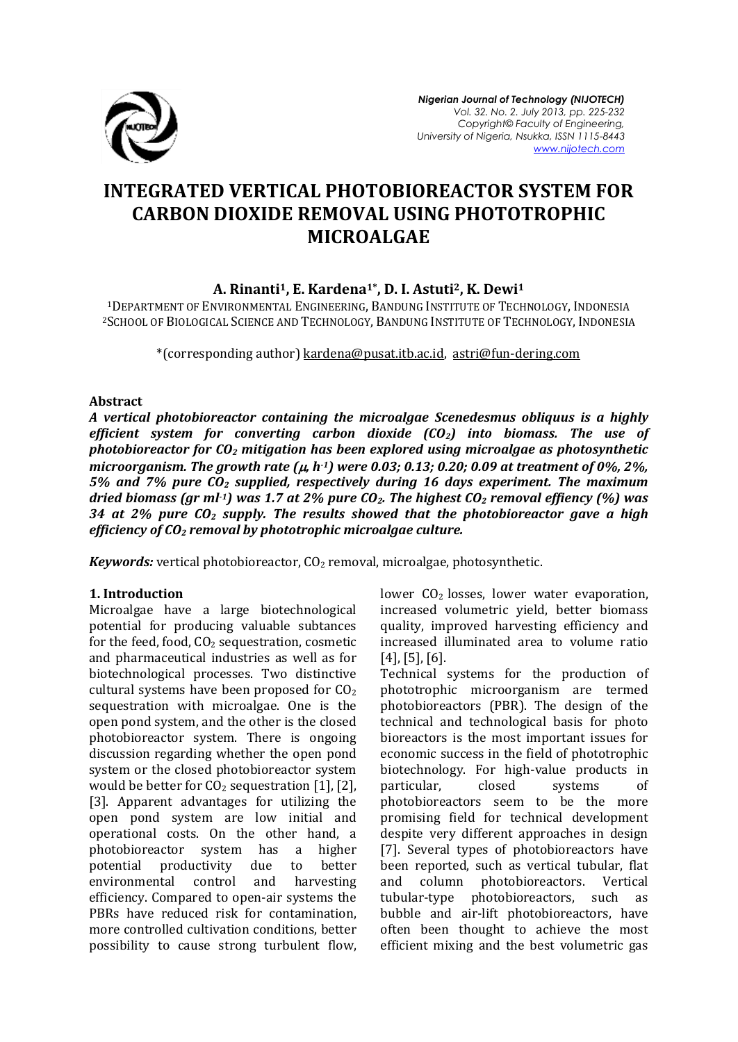# INTEGRATED VERTICAL PHOTOBIOREACTOR SYSTEM FOR CARBON DIOXIDE REMOVAL USING PHOTOTROPHIC MICROALGAE

**A. Rinanti[1], E. Kardena[1*], D. I. Astuti[2], K. Dewi[1]**

[1]DEPARTMENT OF ENVIRONMENTAL ENGINEERING, BANDUNG INSTITUTE OF TECHNOLOGY, INDONESIA
[2]SCHOOL OF BIOLOGICAL SCIENCE AND TECHNOLOGY, BANDUNG INSTITUTE OF TECHNOLOGY, INDONESIA

*(corresponding author) kardena@pusat.itb.ac.id, astri@fun-dering.com

**Abstract**

***A vertical photobioreactor containing the microalgae Scenedesmus obliquus is a highly efficient system for converting carbon dioxide ($CO_2$) into biomass. The use of photobioreactor for $CO_2$ mitigation has been explored using microalgae as photosynthetic microorganism. The growth rate ($\mu$, $h^{-1}$) were 0.03; 0.13; 0.20; 0.09 at treatment of 0%, 2%, 5% and 7% pure $CO_2$ supplied, respectively during 16 days experiment. The maximum dried biomass (gr $ml^{-1}$) was 1.7 at 2% pure $CO_2$. The highest $CO_2$ removal effiency (%) was 34 at 2% pure $CO_2$ supply. The results showed that the photobioreactor gave a high efficiency of $CO_2$ removal by phototrophic microalgae culture.***

***Keywords:*** vertical photobioreactor, $CO_2$ removal, microalgae, photosynthetic.

## 1. Introduction

Microalgae have a large biotechnological potential for producing valuable subtances for the feed, food, $CO_2$ sequestration, cosmetic and pharmaceutical industries as well as for biotechnological processes. Two distinctive cultural systems have been proposed for $CO_2$ sequestration with microalgae. One is the open pond system, and the other is the closed photobioreactor system. There is ongoing discussion regarding whether the open pond system or the closed photobioreactor system would be better for $CO_2$ sequestration [1], [2], [3]. Apparent advantages for utilizing the open pond system are low initial and operational costs. On the other hand, a photobioreactor system has a higher potential productivity due to better environmental control and harvesting efficiency. Compared to open-air systems the PBRs have reduced risk for contamination, more controlled cultivation conditions, better possibility to cause strong turbulent flow, lower $CO_2$ losses, lower water evaporation, increased volumetric yield, better biomass quality, improved harvesting efficiency and increased illuminated area to volume ratio [4], [5], [6].

Technical systems for the production of phototrophic microorganism are termed photobioreactors (PBR). The design of the technical and technological basis for photo bioreactors is the most important issues for economic success in the field of phototrophic biotechnology. For high-value products in particular, closed systems of photobioreactors seem to be the more promising field for technical development despite very different approaches in design [7]. Several types of photobioreactors have been reported, such as vertical tubular, flat and column photobioreactors. Vertical tubular-type photobioreactors, such as bubble and air-lift photobioreactors, have often been thought to achieve the most efficient mixing and the best volumetric gas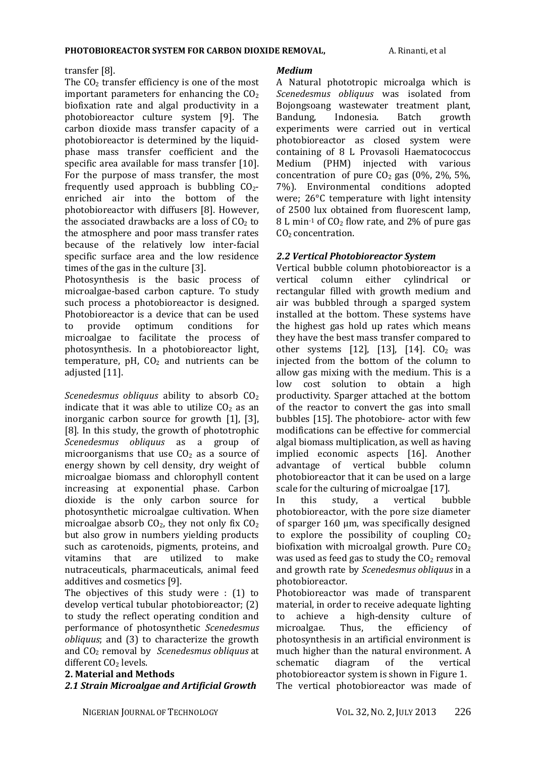transfer [8].

The $CO_2$ transfer efficiency is one of the most important parameters for enhancing the $CO_2$ biofixation rate and algal productivity in a photobioreactor culture system [9]. The carbon dioxide mass transfer capacity of a photobioreactor is determined by the liquid-phase mass transfer coefficient and the specific area available for mass transfer [10]. For the purpose of mass transfer, the most frequently used approach is bubbling $CO_2$-enriched air into the bottom of the photobioreactor with diffusers [8]. However, the associated drawbacks are a loss of $CO_2$ to the atmosphere and poor mass transfer rates because of the relatively low inter-facial specific surface area and the low residence times of the gas in the culture [3].

Photosynthesis is the basic process of microalgae-based carbon capture. To study such process a photobioreactor is designed. Photobioreactor is a device that can be used to provide optimum conditions for microalgae to facilitate the process of photosynthesis. In a photobioreactor light, temperature, pH, $CO_2$ and nutrients can be adjusted [11].

*Scenedesmus obliquus* ability to absorb $CO_2$ indicate that it was able to utilize $CO_2$ as an inorganic carbon source for growth [1], [3], [8]. In this study, the growth of phototrophic *Scenedesmus obliquus* as a group of microorganisms that use $CO_2$ as a source of energy shown by cell density, dry weight of microalgae biomass and chlorophyll content increasing at exponential phase. Carbon dioxide is the only carbon source for photosynthetic microalgae cultivation. When microalgae absorb $CO_2$, they not only fix $CO_2$ but also grow in numbers yielding products such as carotenoids, pigments, proteins, and vitamins that are utilized to make nutraceuticals, pharmaceuticals, animal feed additives and cosmetics [9].

The objectives of this study were : (1) to develop vertical tubular photobioreactor; (2) to study the reflect operating condition and performance of photosynthetic *Scenedesmus obliquus*; and (3) to characterize the growth and $CO_2$ removal by *Scenedesmus obliquus* at different $CO_2$ levels.

## 2. Material and Methods

### 2.1 Strain Microalgae and Artificial Growth Medium

A Natural phototropic microalga which is *Scenedesmus obliquus* was isolated from Bojongsoang wastewater treatment plant, Bandung, Indonesia. Batch growth experiments were carried out in vertical photobioreactor as closed system were containing of 8 L Provasoli Haematococcus Medium (PHM) injected with various concentration of pure $CO_2$ gas (0%, 2%, 5%, 7%). Environmental conditions adopted were; 26°C temperature with light intensity of 2500 lux obtained from fluorescent lamp, 8 L min$^{-1}$ of $CO_2$ flow rate, and 2% of pure gas $CO_2$ concentration.

### 2.2 Vertical Photobioreactor System

Vertical bubble column photobioreactor is a vertical column either cylindrical or rectangular filled with growth medium and air was bubbled through a sparged system installed at the bottom. These systems have the highest gas hold up rates which means they have the best mass transfer compared to other systems [12], [13], [14]. $CO_2$ was injected from the bottom of the column to allow gas mixing with the medium. This is a low cost solution to obtain a high productivity. Sparger attached at the bottom of the reactor to convert the gas into small bubbles [15]. The photobiore- actor with few modifications can be effective for commercial algal biomass multiplication, as well as having implied economic aspects [16]. Another advantage of vertical bubble column photobioreactor that it can be used on a large scale for the culturing of microalgae [17].

In this study, a vertical bubble photobioreactor, with the pore size diameter of sparger 160 μm, was specifically designed to explore the possibility of coupling $CO_2$ biofixation with microalgal growth. Pure $CO_2$ was used as feed gas to study the $CO_2$ removal and growth rate by *Scenedesmus obliquus* in a photobioreactor.

Photobioreactor was made of transparent material, in order to receive adequate lighting to achieve a high-density culture of microalgae. Thus, the efficiency of photosynthesis in an artificial environment is much higher than the natural environment. A schematic diagram of the vertical photobioreactor system is shown in Figure 1.

The vertical photobioreactor was made of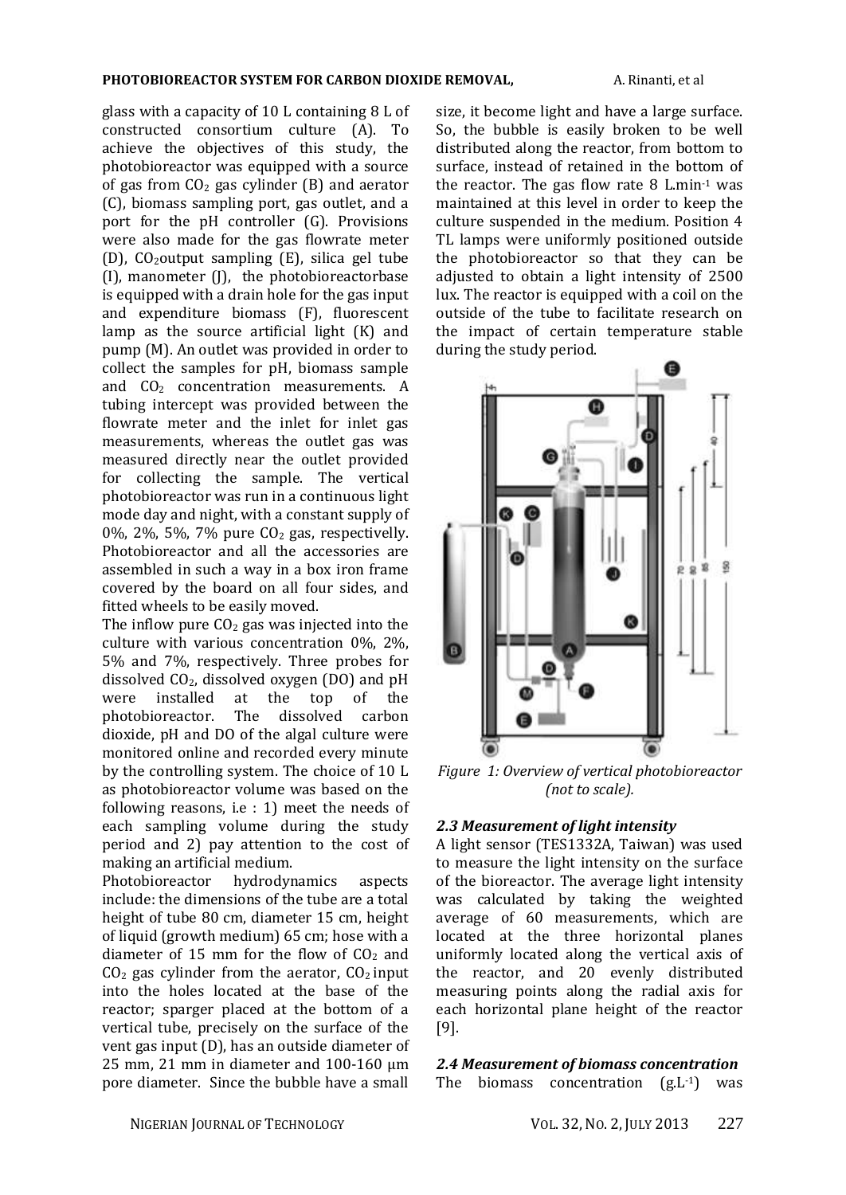glass with a capacity of 10 L containing 8 L of constructed consortium culture (A). To achieve the objectives of this study, the photobioreactor was equipped with a source of gas from $CO_2$ gas cylinder (B) and aerator (C), biomass sampling port, gas outlet, and a port for the pH controller (G). Provisions were also made for the gas flowrate meter (D), $CO_2$output sampling (E), silica gel tube (I), manometer (J), the photobioreactorbase is equipped with a drain hole for the gas input and expenditure biomass (F), fluorescent lamp as the source artificial light (K) and pump (M). An outlet was provided in order to collect the samples for pH, biomass sample and $CO_2$ concentration measurements. A tubing intercept was provided between the flowrate meter and the inlet for inlet gas measurements, whereas the outlet gas was measured directly near the outlet provided for collecting the sample. The vertical photobioreactor was run in a continuous light mode day and night, with a constant supply of 0%, 2%, 5%, 7% pure $CO_2$ gas, respectivelly. Photobioreactor and all the accessories are assembled in such a way in a box iron frame covered by the board on all four sides, and fitted wheels to be easily moved.

The inflow pure $CO_2$ gas was injected into the culture with various concentration 0%, 2%, 5% and 7%, respectively. Three probes for dissolved $CO_2$, dissolved oxygen (DO) and pH were installed at the top of the photobioreactor. The dissolved carbon dioxide, pH and DO of the algal culture were monitored online and recorded every minute by the controlling system. The choice of 10 L as photobioreactor volume was based on the following reasons, i.e : 1) meet the needs of each sampling volume during the study period and 2) pay attention to the cost of making an artificial medium.

Photobioreactor hydrodynamics aspects include: the dimensions of the tube are a total height of tube 80 cm, diameter 15 cm, height of liquid (growth medium) 65 cm; hose with a diameter of 15 mm for the flow of $CO_2$ and $CO_2$ gas cylinder from the aerator, $CO_2$ input into the holes located at the base of the reactor; sparger placed at the bottom of a vertical tube, precisely on the surface of the vent gas input (D), has an outside diameter of 25 mm, 21 mm in diameter and 100-160 µm pore diameter. Since the bubble have a small size, it become light and have a large surface. So, the bubble is easily broken to be well distributed along the reactor, from bottom to surface, instead of retained in the bottom of the reactor. The gas flow rate 8 L.min$^{-1}$ was maintained at this level in order to keep the culture suspended in the medium. Position 4 TL lamps were uniformly positioned outside the photobioreactor so that they can be adjusted to obtain a light intensity of 2500 lux. The reactor is equipped with a coil on the outside of the tube to facilitate research on the impact of certain temperature stable during the study period.

*Figure 1: Overview of vertical photobioreactor (not to scale).*

### 2.3 Measurement of light intensity

A light sensor (TES1332A, Taiwan) was used to measure the light intensity on the surface of the bioreactor. The average light intensity was calculated by taking the weighted average of 60 measurements, which are located at the three horizontal planes uniformly located along the vertical axis of the reactor, and 20 evenly distributed measuring points along the radial axis for each horizontal plane height of the reactor [9].

### 2.4 Measurement of biomass concentration

The biomass concentration (g.L$^{-1}$) was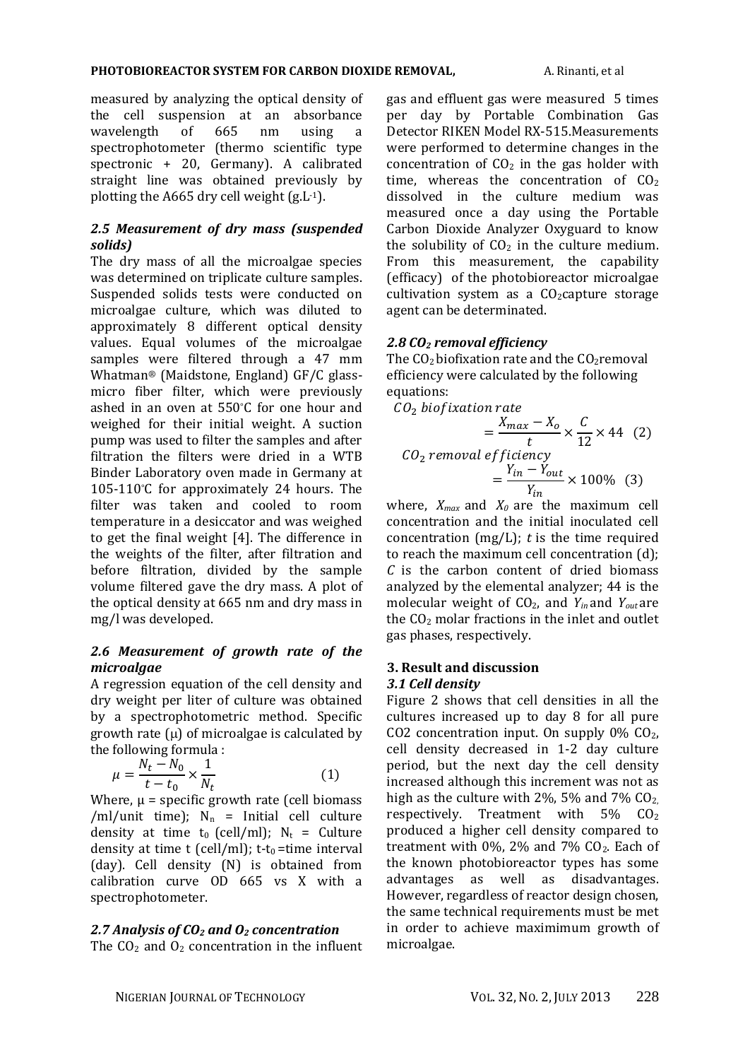measured by analyzing the optical density of the cell suspension at an absorbance wavelength of 665 nm using a spectrophotometer (thermo scientific type spectronic + 20, Germany). A calibrated straight line was obtained previously by plotting the A665 dry cell weight ($g.L^{-1}$).

### *2.5 Measurement of dry mass (suspended solids)*

The dry mass of all the microalgae species was determined on triplicate culture samples. Suspended solids tests were conducted on microalgae culture, which was diluted to approximately 8 different optical density values. Equal volumes of the microalgae samples were filtered through a 47 mm Whatman® (Maidstone, England) GF/C glass-micro fiber filter, which were previously ashed in an oven at 550°C for one hour and weighed for their initial weight. A suction pump was used to filter the samples and after filtration the filters were dried in a WTB Binder Laboratory oven made in Germany at 105-110°C for approximately 24 hours. The filter was taken and cooled to room temperature in a desiccator and was weighed to get the final weight [4]. The difference in the weights of the filter, after filtration and before filtration, divided by the sample volume filtered gave the dry mass. A plot of the optical density at 665 nm and dry mass in mg/l was developed.

### *2.6 Measurement of growth rate of the microalgae*

A regression equation of the cell density and dry weight per liter of culture was obtained by a spectrophotometric method. Specific growth rate ($\mu$) of microalgae is calculated by the following formula :

$$\mu = \frac{N_t - N_0}{t - t_0} \times \frac{1}{N_t} \qquad (1)$$

Where, $\mu$ = specific growth rate (cell biomass /ml/unit time); $N_n$ = Initial cell culture density at time $t_0$ (cell/ml); $N_t$ = Culture density at time t (cell/ml); $t$-$t_0$ =time interval (day). Cell density (N) is obtained from calibration curve OD 665 vs X with a spectrophotometer.

### *2.7 Analysis of $CO_2$ and $O_2$ concentration*

The $CO_2$ and $O_2$ concentration in the influent gas and effluent gas were measured 5 times per day by Portable Combination Gas Detector RIKEN Model RX-515.Measurements were performed to determine changes in the concentration of $CO_2$ in the gas holder with time, whereas the concentration of $CO_2$ dissolved in the culture medium was measured once a day using the Portable Carbon Dioxide Analyzer Oxyguard to know the solubility of $CO_2$ in the culture medium. From this measurement, the capability (efficacy) of the photobioreactor microalgae cultivation system as a $CO_2$capture storage agent can be determinated.

### *2.8 $CO_2$ removal efficiency*

The $CO_2$ biofixation rate and the $CO_2$removal efficiency were calculated by the following equations:

$$CO_2\ biofixation\ rate = \frac{X_{max} - X_o}{t} \times \frac{C}{12} \times 44 \quad (2)$$

$$CO_2\ removal\ efficiency = \frac{Y_{in} - Y_{out}}{Y_{in}} \times 100\% \quad (3)$$

where, $X_{max}$ and $X_0$ are the maximum cell concentration and the initial inoculated cell concentration (mg/L); $t$ is the time required to reach the maximum cell concentration (d); $C$ is the carbon content of dried biomass analyzed by the elemental analyzer; 44 is the molecular weight of $CO_2$, and $Y_{in}$ and $Y_{out}$ are the $CO_2$ molar fractions in the inlet and outlet gas phases, respectively.

## 3. Result and discussion

### *3.1 Cell density*

Figure 2 shows that cell densities in all the cultures increased up to day 8 for all pure CO2 concentration input. On supply 0% $CO_2$, cell density decreased in 1-2 day culture period, but the next day the cell density increased although this increment was not as high as the culture with 2%, 5% and 7% $CO_2$, respectively. Treatment with 5% $CO_2$ produced a higher cell density compared to treatment with 0%, 2% and 7% $CO_2$. Each of the known photobioreactor types has some advantages as well as disadvantages. However, regardless of reactor design chosen, the same technical requirements must be met in order to achieve maximimum growth of microalgae.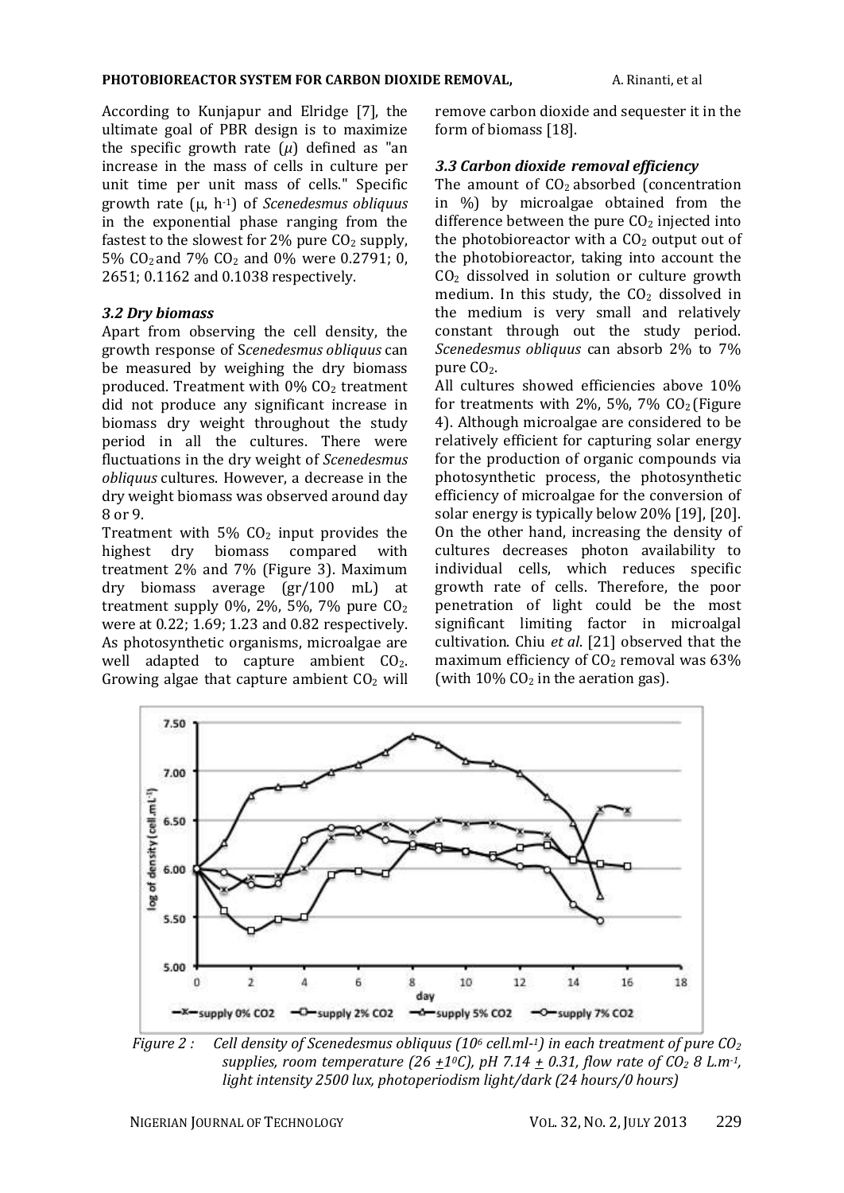According to Kunjapur and Elridge [7], the ultimate goal of PBR design is to maximize the specific growth rate ($\mu$) defined as "an increase in the mass of cells in culture per unit time per unit mass of cells." Specific growth rate ($\mu$, $h^{-1}$) of *Scenedesmus obliquus* in the exponential phase ranging from the fastest to the slowest for 2% pure $CO_2$ supply, 5% $CO_2$ and 7% $CO_2$ and 0% were 0.2791; 0, 2651; 0.1162 and 0.1038 respectively.

### *3.2 Dry biomass*

Apart from observing the cell density, the growth response of S*cenedesmus obliquus* can be measured by weighing the dry biomass produced. Treatment with 0% $CO_2$ treatment did not produce any significant increase in biomass dry weight throughout the study period in all the cultures. There were fluctuations in the dry weight of *Scenedesmus obliquus* cultures. However, a decrease in the dry weight biomass was observed around day 8 or 9.

Treatment with 5% $CO_2$ input provides the highest dry biomass compared with treatment 2% and 7% (Figure 3). Maximum dry biomass average (gr/100 mL) at treatment supply 0%, 2%, 5%, 7% pure $CO_2$ were at 0.22; 1.69; 1.23 and 0.82 respectively. As photosynthetic organisms, microalgae are well adapted to capture ambient $CO_2$. Growing algae that capture ambient $CO_2$ will remove carbon dioxide and sequester it in the form of biomass [18].

### *3.3 Carbon dioxide removal efficiency*

The amount of $CO_2$ absorbed (concentration in %) by microalgae obtained from the difference between the pure $CO_2$ injected into the photobioreactor with a $CO_2$ output out of the photobioreactor, taking into account the $CO_2$ dissolved in solution or culture growth medium. In this study, the $CO_2$ dissolved in the medium is very small and relatively constant through out the study period. *Scenedesmus obliquus* can absorb 2% to 7% pure $CO_2$.

All cultures showed efficiencies above 10% for treatments with 2%, 5%, 7% $CO_2$ (Figure 4). Although microalgae are considered to be relatively efficient for capturing solar energy for the production of organic compounds via photosynthetic process, the photosynthetic efficiency of microalgae for the conversion of solar energy is typically below 20% [19], [20]. On the other hand, increasing the density of cultures decreases photon availability to individual cells, which reduces specific growth rate of cells. Therefore, the poor penetration of light could be the most significant limiting factor in microalgal cultivation. Chiu *et al*. [21] observed that the maximum efficiency of $CO_2$ removal was 63% (with 10% $CO_2$ in the aeration gas).

*Figure 2 : Cell density of Scenedesmus obliquus ($10^6$ cell.ml$^{-1}$) in each treatment of pure $CO_2$ supplies, room temperature (26 $\pm 1^0$C), pH 7.14 $\pm$ 0.31, flow rate of $CO_2$ 8 L.m$^{-1}$, light intensity 2500 lux, photoperiodism light/dark (24 hours/0 hours)*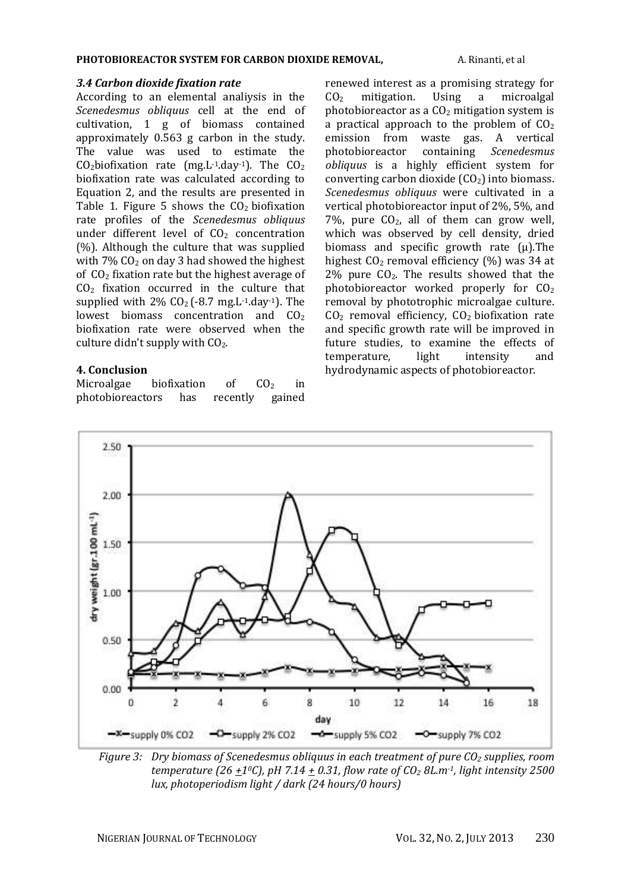### *3.4 Carbon dioxide fixation rate*

According to an elemental analiysis in the *Scenedesmus obliquus* cell at the end of cultivation, 1 g of biomass contained approximately 0.563 g carbon in the study. The value was used to estimate the $CO_2$biofixation rate ($mg.L^{-1}.day^{-1}$). The $CO_2$ biofixation rate was calculated according to Equation 2, and the results are presented in Table 1. Figure 5 shows the $CO_2$ biofixation rate profiles of the *Scenedesmus obliquus* under different level of $CO_2$ concentration (%). Although the culture that was supplied with 7% $CO_2$ on day 3 had showed the highest of $CO_2$ fixation rate but the highest average of $CO_2$ fixation occurred in the culture that supplied with 2% $CO_2$ (-8.7 $mg.L^{-1}.day^{-1}$). The lowest biomass concentration and $CO_2$ biofixation rate were observed when the culture didn't supply with $CO_2$.

## 4. Conclusion

Microalgae biofixation of $CO_2$ in photobioreactors has recently gained renewed interest as a promising strategy for $CO_2$ mitigation. Using a microalgal photobioreactor as a $CO_2$ mitigation system is a practical approach to the problem of $CO_2$ emission from waste gas. A vertical photobioreactor containing *Scenedesmus obliquus* is a highly efficient system for converting carbon dioxide ($CO_2$) into biomass. *Scenedesmus obliquus* were cultivated in a vertical photobioreactor input of 2%, 5%, and 7%, pure $CO_2$, all of them can grow well, which was observed by cell density, dried biomass and specific growth rate (μ).The highest $CO_2$ removal efficiency (%) was 34 at 2% pure $CO_2$. The results showed that the photobioreactor worked properly for $CO_2$ removal by phototrophic microalgae culture. $CO_2$ removal efficiency, $CO_2$ biofixation rate and specific growth rate will be improved in future studies, to examine the effects of temperature, light intensity and hydrodynamic aspects of photobioreactor.

*Figure 3: Dry biomass of Scenedesmus obliquus in each treatment of pure $CO_2$ supplies, room temperature (26 $\pm 1^0$C), pH 7.14 $\pm$ 0.31, flow rate of $CO_2$ 8L.$m^{-1}$, light intensity 2500 lux, photoperiodism light / dark (24 hours/0 hours)*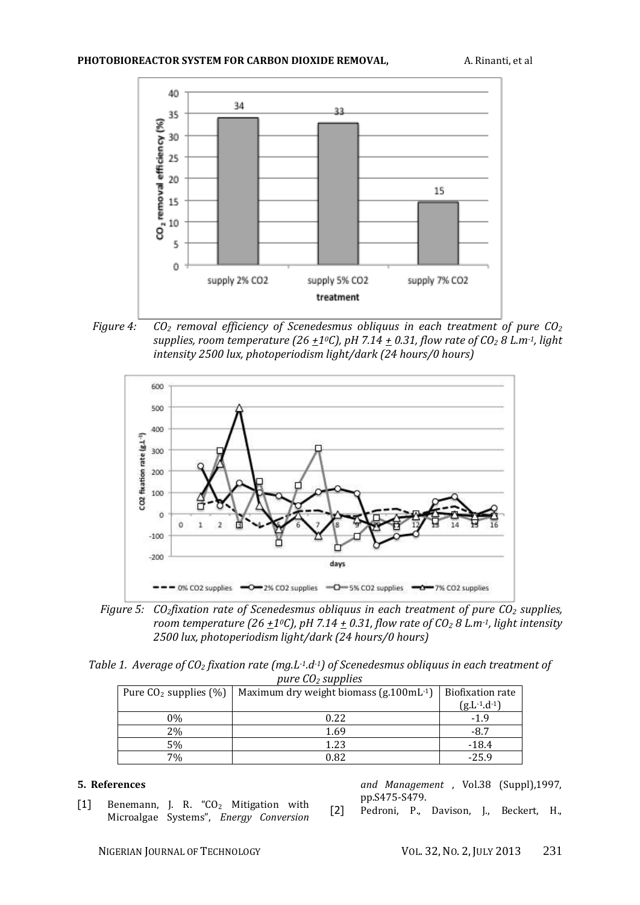Figure 4: $CO_2$ removal efficiency of Scenedesmus obliquus in each treatment of pure $CO_2$ supplies, room temperature (26 $\pm$1$^0$C), pH 7.14 $\pm$ 0.31, flow rate of $CO_2$ 8 $L.m^{-1}$, light intensity 2500 lux, photoperiodism light/dark (24 hours/0 hours)

Figure 5: $CO_2$fixation rate of Scenedesmus obliquus in each treatment of pure $CO_2$ supplies, room temperature (26 $\pm$1$^0$C), pH 7.14 $\pm$ 0.31, flow rate of $CO_2$ 8 $L.m^{-1}$, light intensity 2500 lux, photoperiodism light/dark (24 hours/0 hours)

*Table 1. Average of $CO_2$ fixation rate ($mg.L^{-1}.d^{-1}$) of Scenedesmus obliquus in each treatment of pure $CO_2$ supplies*

| Pure $CO_2$ supplies (%) | Maximum dry weight biomass ($g.100mL^{-1}$) | Biofixation rate ($g.L^{-1}.d^{-1}$) |
|---|---|---|
| 0% | 0.22 | -1.9 |
| 2% | 1.69 | -8.7 |
| 5% | 1.23 | -18.4 |
| 7% | 0.82 | -25.9 |

## 5. References

[1] Benemann, J. R. "$CO_2$ Mitigation with Microalgae Systems", *Energy Conversion and Management* , Vol.38 (Suppl),1997, pp.S475-S479.

[2] Pedroni, P., Davison, J., Beckert, H.,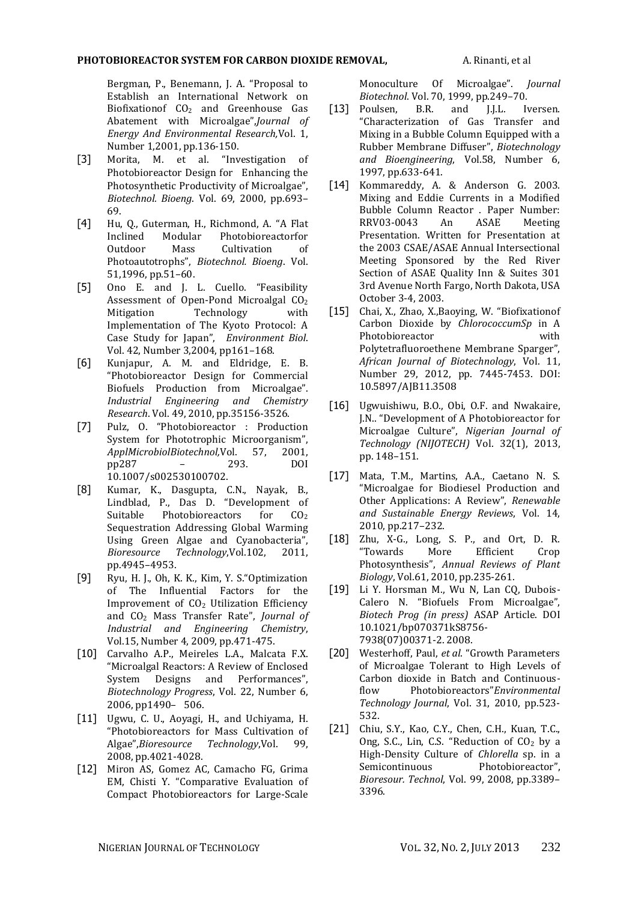Bergman, P., Benemann, J. A. "Proposal to Establish an International Network on Biofixationof $CO_2$ and Greenhouse Gas Abatement with Microalgae",*Journal of Energy And Environmental Research,*Vol. 1, Number 1,2001, pp.136-150.

[3] Morita, M. et al. "Investigation of Photobioreactor Design for Enhancing the Photosynthetic Productivity of Microalgae", *Biotechnol. Bioeng*. Vol. 69, 2000, pp.693–69.

[4] Hu, Q., Guterman, H., Richmond, A. "A Flat Inclined Modular Photobioreactorfor Outdoor Mass Cultivation of Photoautotrophs", *Biotechnol. Bioeng*. Vol. 51,1996, pp.51–60.

[5] Ono E. and J. L. Cuello. "Feasibility Assessment of Open-Pond Microalgal $CO_2$ Mitigation Technology with Implementation of The Kyoto Protocol: A Case Study for Japan", *Environment Biol*. Vol. 42, Number 3,2004, pp161–168.

[6] Kunjapur, A. M. and Eldridge, E. B. "Photobioreactor Design for Commercial Biofuels Production from Microalgae". *Industrial Engineering and Chemistry Research*. Vol. 49, 2010, pp.35156-3526.

[7] Pulz, O. "Photobioreactor : Production System for Phototrophic Microorganism", *ApplMicrobiolBiotechnol,*Vol. 57, 2001, pp287 – 293. DOI 10.1007/s002530100702.

[8] Kumar, K., Dasgupta, C.N., Nayak, B., Lindblad, P., Das D. "Development of Suitable Photobioreactors for $CO_2$ Sequestration Addressing Global Warming Using Green Algae and Cyanobacteria", *Bioresource Technology*,Vol.102, 2011, pp.4945–4953.

[9] Ryu, H. J., Oh, K. K., Kim, Y. S."Optimization of The Influential Factors for the Improvement of $CO_2$ Utilization Efficiency and $CO_2$ Mass Transfer Rate", *Journal of Industrial and Engineering Chemistry*, Vol.15, Number 4, 2009, pp.471-475.

[10] Carvalho A.P., Meireles L.A., Malcata F.X. "Microalgal Reactors: A Review of Enclosed System Designs and Performances", *Biotechnology Progress*, Vol. 22, Number 6, 2006, pp1490– 506.

[11] Ugwu, C. U., Aoyagi, H., and Uchiyama, H. "Photobioreactors for Mass Cultivation of Algae",*Bioresource Technology*,Vol. 99, 2008, pp.4021-4028.

[12] Miron AS, Gomez AC, Camacho FG, Grima EM, Chisti Y. "Comparative Evaluation of Compact Photobioreactors for Large-Scale Monoculture Of Microalgae". *Journal Biotechnol*. Vol. 70, 1999, pp.249–70.

[13] Poulsen, B.R. and J.J.L. Iversen. "Characterization of Gas Transfer and Mixing in a Bubble Column Equipped with a Rubber Membrane Diffuser", *Biotechnology and Bioengineering*, Vol.58, Number 6, 1997, pp.633-641.

[14] Kommareddy, A. & Anderson G. 2003. Mixing and Eddie Currents in a Modified Bubble Column Reactor . Paper Number: RRV03-0043 An ASAE Meeting Presentation. Written for Presentation at the 2003 CSAE/ASAE Annual Intersectional Meeting Sponsored by the Red River Section of ASAE Quality Inn & Suites 301 3rd Avenue North Fargo, North Dakota, USA October 3-4, 2003.

[15] Chai, X., Zhao, X.,Baoying, W. "Biofixationof Carbon Dioxide by *ChlorococcumSp* in A Photobioreactor with Polytetrafluoroethene Membrane Sparger", *African Journal of Biotechnology*, Vol. 11, Number 29, 2012, pp. 7445-7453. DOI: 10.5897/AJB11.3508

[16] Ugwuishiwu, B.O., Obi, O.F. and Nwakaire, J.N.. "Development of A Photobioreactor for Microalgae Culture", *Nigerian Journal of Technology (NIJOTECH)* Vol. 32(1), 2013, pp. 148–151.

[17] Mata, T.M., Martins, A.A., Caetano N. S. "Microalgae for Biodiesel Production and Other Applications: A Review", *Renewable and Sustainable Energy Reviews*, Vol. 14, 2010, pp.217–232.

[18] Zhu, X-G., Long, S. P., and Ort, D. R. "Towards More Efficient Crop Photosynthesis", *Annual Reviews of Plant Biology*, Vol.61, 2010, pp.235-261.

[19] Li Y. Horsman M., Wu N, Lan CQ, Dubois-Calero N. "Biofuels From Microalgae", *Biotech Prog (in press)* ASAP Article. DOI 10.1021/bp070371kS8756-7938(07)00371-2. 2008.

[20] Westerhoff, Paul, *et al*. "Growth Parameters of Microalgae Tolerant to High Levels of Carbon dioxide in Batch and Continuous-flow Photobioreactors"*Environmental Technology Journal*, Vol. 31, 2010, pp.523-532.

[21] Chiu, S.Y., Kao, C.Y., Chen, C.H., Kuan, T.C., Ong, S.C., Lin, C.S. "Reduction of $CO_2$ by a High-Density Culture of *Chlorella* sp. in a Semicontinuous Photobioreactor", *Bioresour. Technol*, Vol. 99, 2008, pp.3389–3396.